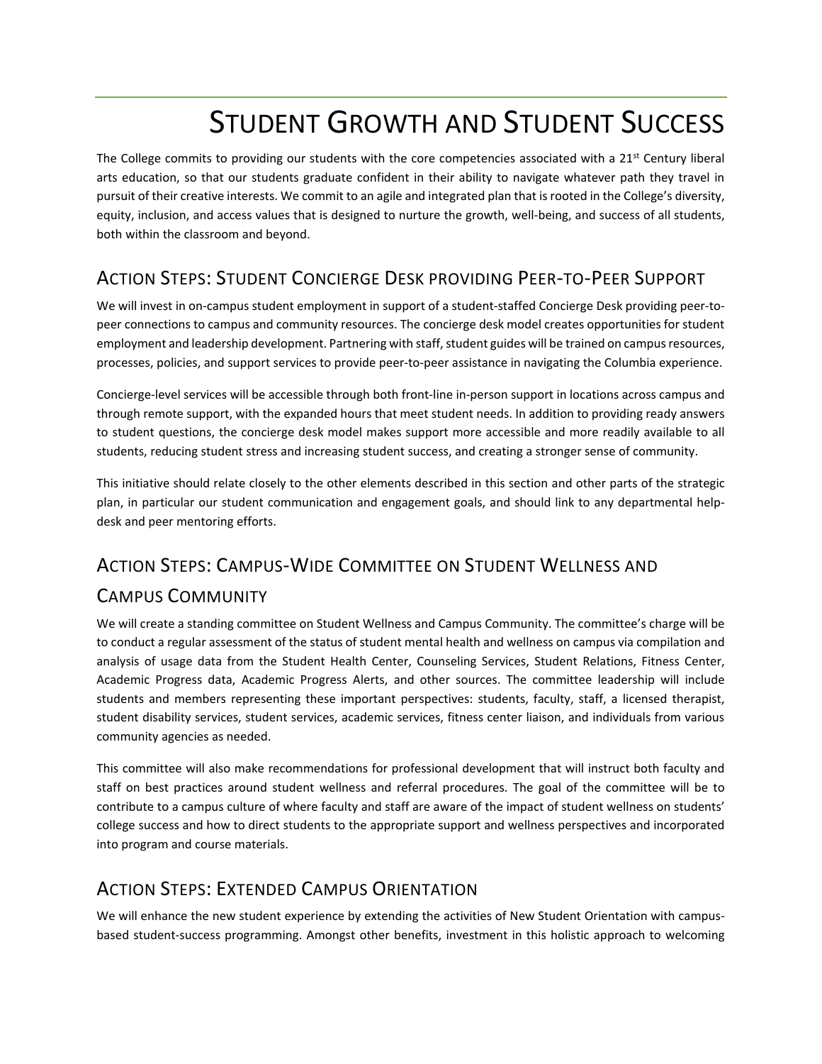# Student Growth and Student Success

The College commits to providing our students with the core competencies associated with a 21st Century liberal arts education, so that our students graduate confident in their ability to navigate whatever path they travel in pursuit of their creative interests. We commit to an agile and integrated plan that is rooted in the College's diversity, equity, inclusion, and access values that is designed to nurture the growth, well-being, and success of all students, both within the classroom and beyond.

## Action Steps: Student Concierge Desk providing Peer-to-Peer Support

We will invest in on-campus student employment in support of a student-staffed Concierge Desk providing peer-to-peer connections to campus and community resources. The concierge desk model creates opportunities for student employment and leadership development. Partnering with staff, student guides will be trained on campus resources, processes, policies, and support services to provide peer-to-peer assistance in navigating the Columbia experience.

Concierge-level services will be accessible through both front-line in-person support in locations across campus and through remote support, with the expanded hours that meet student needs. In addition to providing ready answers to student questions, the concierge desk model makes support more accessible and more readily available to all students, reducing student stress and increasing student success, and creating a stronger sense of community.

This initiative should relate closely to the other elements described in this section and other parts of the strategic plan, in particular our student communication and engagement goals, and should link to any departmental help-desk and peer mentoring efforts.

## Action Steps: Campus-Wide Committee on Student Wellness and Campus Community

We will create a standing committee on Student Wellness and Campus Community. The committee's charge will be to conduct a regular assessment of the status of student mental health and wellness on campus via compilation and analysis of usage data from the Student Health Center, Counseling Services, Student Relations, Fitness Center, Academic Progress data, Academic Progress Alerts, and other sources. The committee leadership will include students and members representing these important perspectives: students, faculty, staff, a licensed therapist, student disability services, student services, academic services, fitness center liaison, and individuals from various community agencies as needed.

This committee will also make recommendations for professional development that will instruct both faculty and staff on best practices around student wellness and referral procedures. The goal of the committee will be to contribute to a campus culture of where faculty and staff are aware of the impact of student wellness on students' college success and how to direct students to the appropriate support and wellness perspectives and incorporated into program and course materials.

## Action Steps: Extended Campus Orientation

We will enhance the new student experience by extending the activities of New Student Orientation with campus-based student-success programming. Amongst other benefits, investment in this holistic approach to welcoming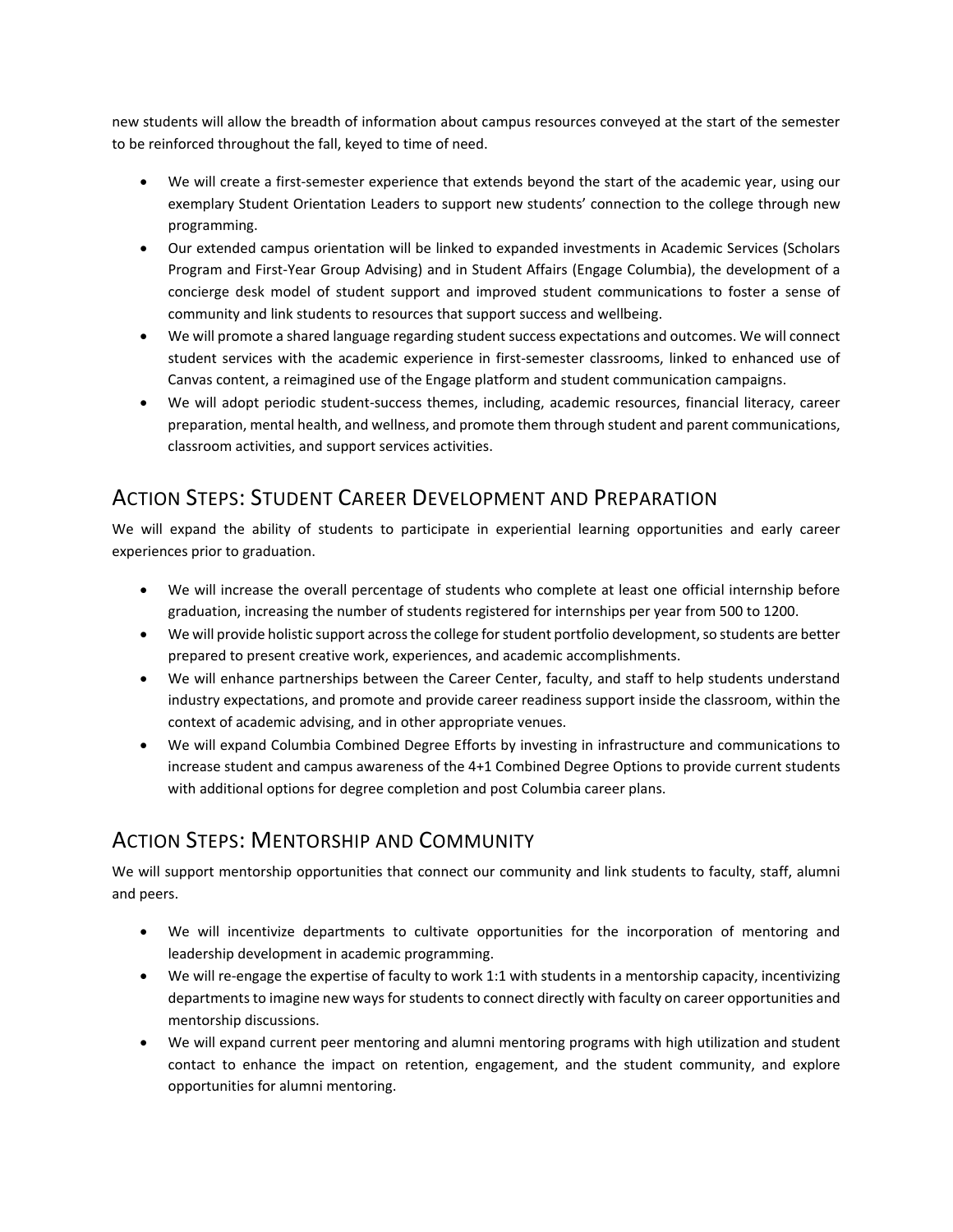new students will allow the breadth of information about campus resources conveyed at the start of the semester to be reinforced throughout the fall, keyed to time of need.

- We will create a first-semester experience that extends beyond the start of the academic year, using our exemplary Student Orientation Leaders to support new students' connection to the college through new programming.
- Our extended campus orientation will be linked to expanded investments in Academic Services (Scholars Program and First-Year Group Advising) and in Student Affairs (Engage Columbia), the development of a concierge desk model of student support and improved student communications to foster a sense of community and link students to resources that support success and wellbeing.
- We will promote a shared language regarding student success expectations and outcomes. We will connect student services with the academic experience in first-semester classrooms, linked to enhanced use of Canvas content, a reimagined use of the Engage platform and student communication campaigns.
- We will adopt periodic student-success themes, including, academic resources, financial literacy, career preparation, mental health, and wellness, and promote them through student and parent communications, classroom activities, and support services activities.

## Action Steps: Student Career Development and Preparation

We will expand the ability of students to participate in experiential learning opportunities and early career experiences prior to graduation.

- We will increase the overall percentage of students who complete at least one official internship before graduation, increasing the number of students registered for internships per year from 500 to 1200.
- We will provide holistic support across the college for student portfolio development, so students are better prepared to present creative work, experiences, and academic accomplishments.
- We will enhance partnerships between the Career Center, faculty, and staff to help students understand industry expectations, and promote and provide career readiness support inside the classroom, within the context of academic advising, and in other appropriate venues.
- We will expand Columbia Combined Degree Efforts by investing in infrastructure and communications to increase student and campus awareness of the 4+1 Combined Degree Options to provide current students with additional options for degree completion and post Columbia career plans.

## Action Steps: Mentorship and Community

We will support mentorship opportunities that connect our community and link students to faculty, staff, alumni and peers.

- We will incentivize departments to cultivate opportunities for the incorporation of mentoring and leadership development in academic programming.
- We will re-engage the expertise of faculty to work 1:1 with students in a mentorship capacity, incentivizing departments to imagine new ways for students to connect directly with faculty on career opportunities and mentorship discussions.
- We will expand current peer mentoring and alumni mentoring programs with high utilization and student contact to enhance the impact on retention, engagement, and the student community, and explore opportunities for alumni mentoring.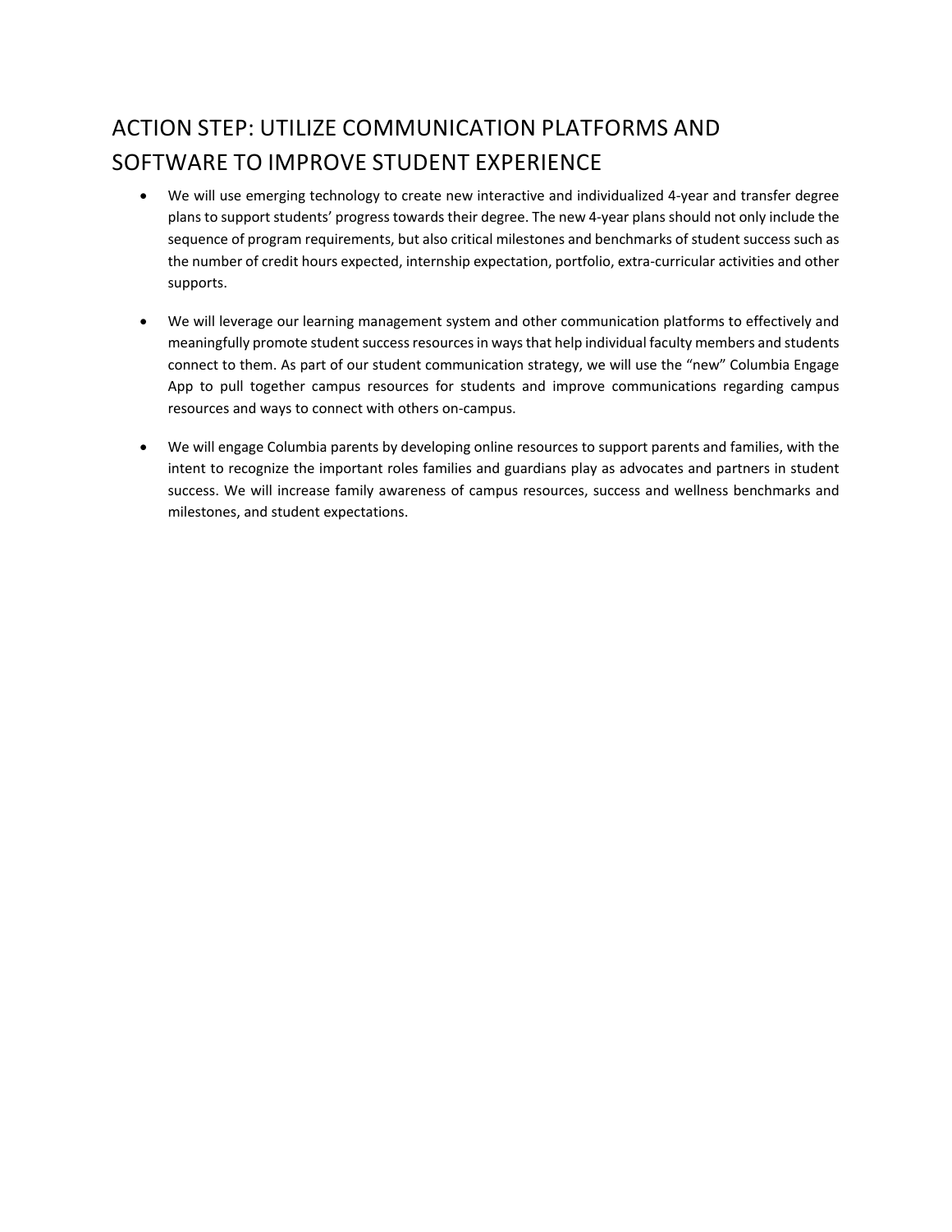## ACTION STEP: UTILIZE COMMUNICATION PLATFORMS AND SOFTWARE TO IMPROVE STUDENT EXPERIENCE

- We will use emerging technology to create new interactive and individualized 4-year and transfer degree plans to support students' progress towards their degree. The new 4-year plans should not only include the sequence of program requirements, but also critical milestones and benchmarks of student success such as the number of credit hours expected, internship expectation, portfolio, extra-curricular activities and other supports.

- We will leverage our learning management system and other communication platforms to effectively and meaningfully promote student success resources in ways that help individual faculty members and students connect to them. As part of our student communication strategy, we will use the "new" Columbia Engage App to pull together campus resources for students and improve communications regarding campus resources and ways to connect with others on-campus.

- We will engage Columbia parents by developing online resources to support parents and families, with the intent to recognize the important roles families and guardians play as advocates and partners in student success. We will increase family awareness of campus resources, success and wellness benchmarks and milestones, and student expectations.